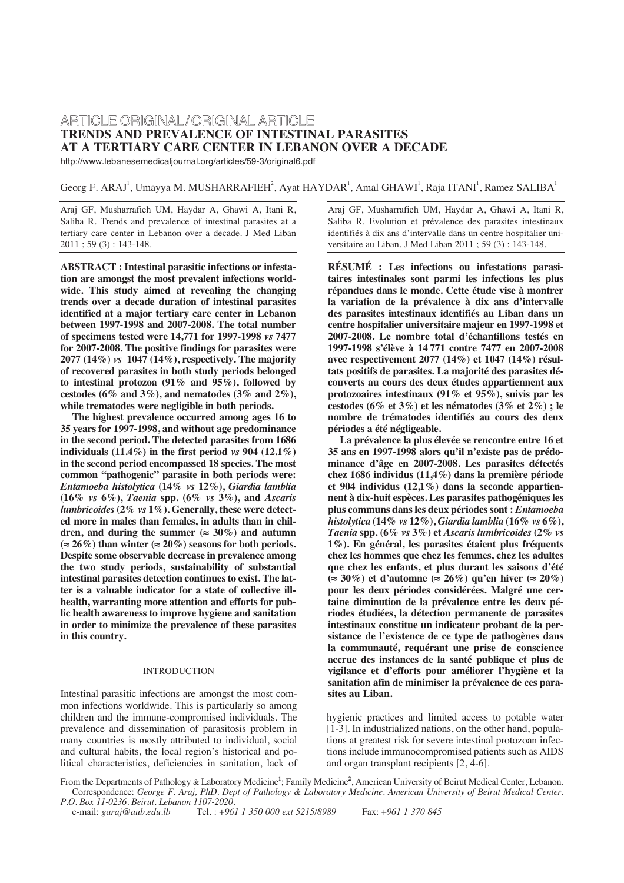ARTICLE ORIGINAL/ORIGINAL ARTICLE

# TRENDS AND PREVALENCE OF INTESTINAL PARASITES AT A TERTIARY CARE CENTER IN LEBANON OVER A DECADE

http://www.lebanesemedicaljournal.org/articles/59-3/original6.pdf

Georg F. ARAJ[1], Umayya M. MUSHARRAFIEH[2], Ayat HAYDAR[1], Amal GHAWI[1], Raja ITANI[1], Ramez SALIBA[1]

Araj GF, Musharrafieh UM, Haydar A, Ghawi A, Itani R, Saliba R. Trends and prevalence of intestinal parasites at a tertiary care center in Lebanon over a decade. J Med Liban 2011 ; 59 (3) : 143-148.

**ABSTRACT : Intestinal parasitic infections or infestation are amongst the most prevalent infections worldwide. This study aimed at revealing the changing trends over a decade duration of intestinal parasites identified at a major tertiary care center in Lebanon between 1997-1998 and 2007-2008. The total number of specimens tested were 14,771 for 1997-1998 *vs* 7477 for 2007-2008. The positive findings for parasites were 2077 (14%) *vs* 1047 (14%), respectively. The majority of recovered parasites in both study periods belonged to intestinal protozoa (91% and 95%), followed by cestodes (6% and 3%), and nematodes (3% and 2%), while trematodes were negligible in both periods.**

**The highest prevalence occurred among ages 16 to 35 years for 1997-1998, and without age predominance in the second period. The detected parasites from 1686 individuals (11.4%) in the first period *vs* 904 (12.1%) in the second period encompassed 18 species. The most common "pathogenic" parasite in both periods were: *Entamoeba histolytica* (14% *vs* 12%), *Giardia lamblia* (16% *vs* 6%), *Taenia* spp. (6% *vs* 3%), and *Ascaris lumbricoides* (2% *vs* 1%). Generally, these were detected more in males than females, in adults than in children, and during the summer (≈ 30%) and autumn (≈ 26%) than winter (≈ 20%) seasons for both periods. Despite some observable decrease in prevalence among the two study periods, sustainability of substantial intestinal parasites detection continues to exist. The latter is a valuable indicator for a state of collective ill-health, warranting more attention and efforts for public health awareness to improve hygiene and sanitation in order to minimize the prevalence of these parasites in this country.**

Araj GF, Musharrafieh UM, Haydar A, Ghawi A, Itani R, Saliba R. Evolution et prévalence des parasites intestinaux identifiés à dix ans d'intervalle dans un centre hospitalier universitaire au Liban. J Med Liban 2011 ; 59 (3) : 143-148.

**RÉSUMÉ : Les infections ou infestations parasitaires intestinales sont parmi les infections les plus répandues dans le monde. Cette étude vise à montrer la variation de la prévalence à dix ans d'intervalle des parasites intestinaux identifiés au Liban dans un centre hospitalier universitaire majeur en 1997-1998 et 2007-2008. Le nombre total d'échantillons testés en 1997-1998 s'élève à 14 771 contre 7477 en 2007-2008 avec respectivement 2077 (14%) et 1047 (14%) résultats positifs de parasites. La majorité des parasites découverts au cours des deux études appartiennent aux protozoaires intestinaux (91% et 95%), suivis par les cestodes (6% et 3%) et les nématodes (3% et 2%) ; le nombre de trématodes identifiés au cours des deux périodes a été négligeable.**

**La prévalence la plus élevée se rencontre entre 16 et 35 ans en 1997-1998 alors qu'il n'existe pas de prédominance d'âge en 2007-2008. Les parasites détectés chez 1686 individus (11,4%) dans la première période et 904 individus (12,1%) dans la seconde appartiennent à dix-huit espèces. Les parasites pathogéniques les plus communs dans les deux périodes sont : *Entamoeba histolytica* (14% *vs* 12%), *Giardia lamblia* (16% *vs* 6%), *Taenia* spp. (6% *vs* 3%) et *Ascaris lumbricoides* (2% *vs* 1%). En général, les parasites étaient plus fréquents chez les hommes que chez les femmes, chez les adultes que chez les enfants, et plus durant les saisons d'été (≈ 30%) et d'automne (≈ 26%) qu'en hiver (≈ 20%) pour les deux périodes considérées. Malgré une certaine diminution de la prévalence entre les deux périodes étudiées, la détection permanente de parasites intestinaux constitue un indicateur probant de la persistance de l'existence de ce type de pathogènes dans la communauté, requérant une prise de conscience accrue des instances de la santé publique et plus de vigilance et d'efforts pour améliorer l'hygiène et la sanitation afin de minimiser la prévalence de ces parasites au Liban.**

## INTRODUCTION

Intestinal parasitic infections are amongst the most common infections worldwide. This is particularly so among children and the immune-compromised individuals. The prevalence and dissemination of parasitosis problem in many countries is mostly attributed to individual, social and cultural habits, the local region's historical and political characteristics, deficiencies in sanitation, lack of hygienic practices and limited access to potable water [1-3]. In industrialized nations, on the other hand, populations at greatest risk for severe intestinal protozoan infections include immunocompromised patients such as AIDS and organ transplant recipients [2, 4-6].

From the Departments of Pathology & Laboratory Medicine[1]; Family Medicine[2], American University of Beirut Medical Center, Lebanon.
Correspondence: *George F. Araj, PhD. Dept of Pathology & Laboratory Medicine. American University of Beirut Medical Center. P.O. Box 11-0236. Beirut. Lebanon 1107-2020.*
e-mail: *garaj@aub.edu.lb* Tel. : *+961 1 350 000 ext 5215/8989* Fax: *+961 1 370 845*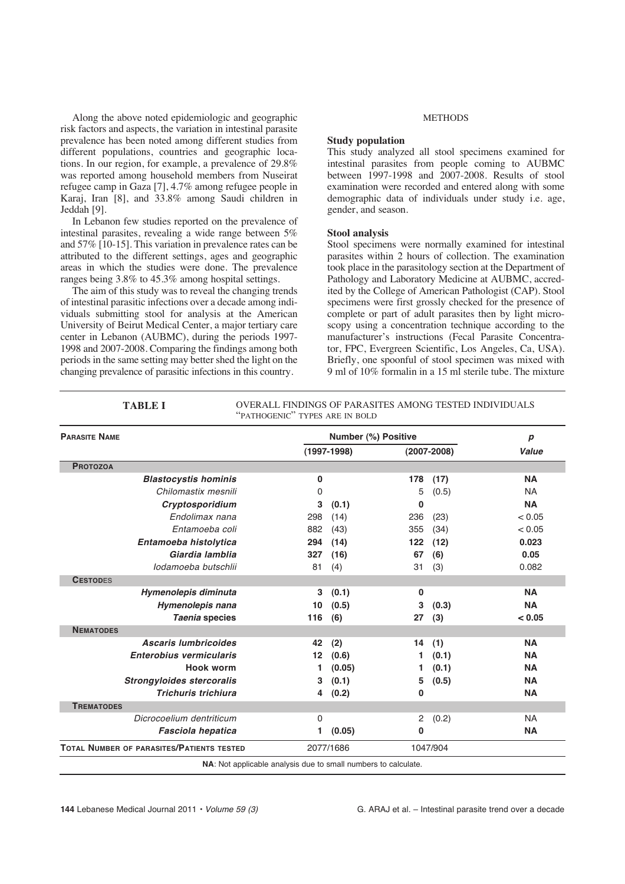Along the above noted epidemiologic and geographic risk factors and aspects, the variation in intestinal parasite prevalence has been noted among different studies from different populations, countries and geographic locations. In our region, for example, a prevalence of 29.8% was reported among household members from Nuseirat refugee camp in Gaza [7], 4.7% among refugee people in Karaj, Iran [8], and 33.8% among Saudi children in Jeddah [9].

In Lebanon few studies reported on the prevalence of intestinal parasites, revealing a wide range between 5% and 57% [10-15]. This variation in prevalence rates can be attributed to the different settings, ages and geographic areas in which the studies were done. The prevalence ranges being 3.8% to 45.3% among hospital settings.

The aim of this study was to reveal the changing trends of intestinal parasitic infections over a decade among individuals submitting stool for analysis at the American University of Beirut Medical Center, a major tertiary care center in Lebanon (AUBMC), during the periods 1997-1998 and 2007-2008. Comparing the findings among both periods in the same setting may better shed the light on the changing prevalence of parasitic infections in this country.

## METHODS

### Study population

This study analyzed all stool specimens examined for intestinal parasites from people coming to AUBMC between 1997-1998 and 2007-2008. Results of stool examination were recorded and entered along with some demographic data of individuals under study i.e. age, gender, and season.

### Stool analysis

Stool specimens were normally examined for intestinal parasites within 2 hours of collection. The examination took place in the parasitology section at the Department of Pathology and Laboratory Medicine at AUBMC, accredited by the College of American Pathologist (CAP). Stool specimens were first grossly checked for the presence of complete or part of adult parasites then by light microscopy using a concentration technique according to the manufacturer's instructions (Fecal Parasite Concentrator, FPC, Evergreen Scientific, Los Angeles, Ca, USA). Briefly, one spoonful of stool specimen was mixed with 9 ml of 10% formalin in a 15 ml sterile tube. The mixture

**TABLE I** OVERALL FINDINGS OF PARASITES AMONG TESTED INDIVIDUALS "PATHOGENIC" TYPES ARE IN BOLD

| Parasite Name | Number (%) Positive (1997-1998) | Number (%) Positive (2007-2008) | *p* Value |
|---|---|---|---|
| **Protozoa** | | | |
| ***Blastocystis hominis*** | **0** | **178 (17)** | **NA** |
| *Chilomastix mesnili* | 0 | 5 (0.5) | NA |
| ***Cryptosporidium*** | **3 (0.1)** | **0** | **NA** |
| *Endolimax nana* | 298 (14) | 236 (23) | < 0.05 |
| *Entamoeba coli* | 882 (43) | 355 (34) | < 0.05 |
| ***Entamoeba histolytica*** | **294 (14)** | **122 (12)** | **0.023** |
| ***Giardia lamblia*** | **327 (16)** | **67 (6)** | **0.05** |
| *Iodamoeba butschlii* | 81 (4) | 31 (3) | 0.082 |
| **Cestodes** | | | |
| ***Hymenolepis diminuta*** | **3 (0.1)** | **0** | **NA** |
| ***Hymenolepis nana*** | **10 (0.5)** | **3 (0.3)** | **NA** |
| ***Taenia* species** | **116 (6)** | **27 (3)** | **< 0.05** |
| **Nematodes** | | | |
| ***Ascaris lumbricoides*** | **42 (2)** | **14 (1)** | **NA** |
| ***Enterobius vermicularis*** | **12 (0.6)** | **1 (0.1)** | **NA** |
| **Hook worm** | **1 (0.05)** | **1 (0.1)** | **NA** |
| ***Strongyloides stercoralis*** | **3 (0.1)** | **5 (0.5)** | **NA** |
| ***Trichuris trichiura*** | **4 (0.2)** | **0** | **NA** |
| **Trematodes** | | | |
| *Dicrocoelium dentriticum* | 0 | 2 (0.2) | NA |
| ***Fasciola hepatica*** | **1 (0.05)** | **0** | **NA** |
| **Total Number of Parasites/Patients Tested** | 2077/1686 | 1047/904 | |

**NA**: Not applicable analysis due to small numbers to calculate.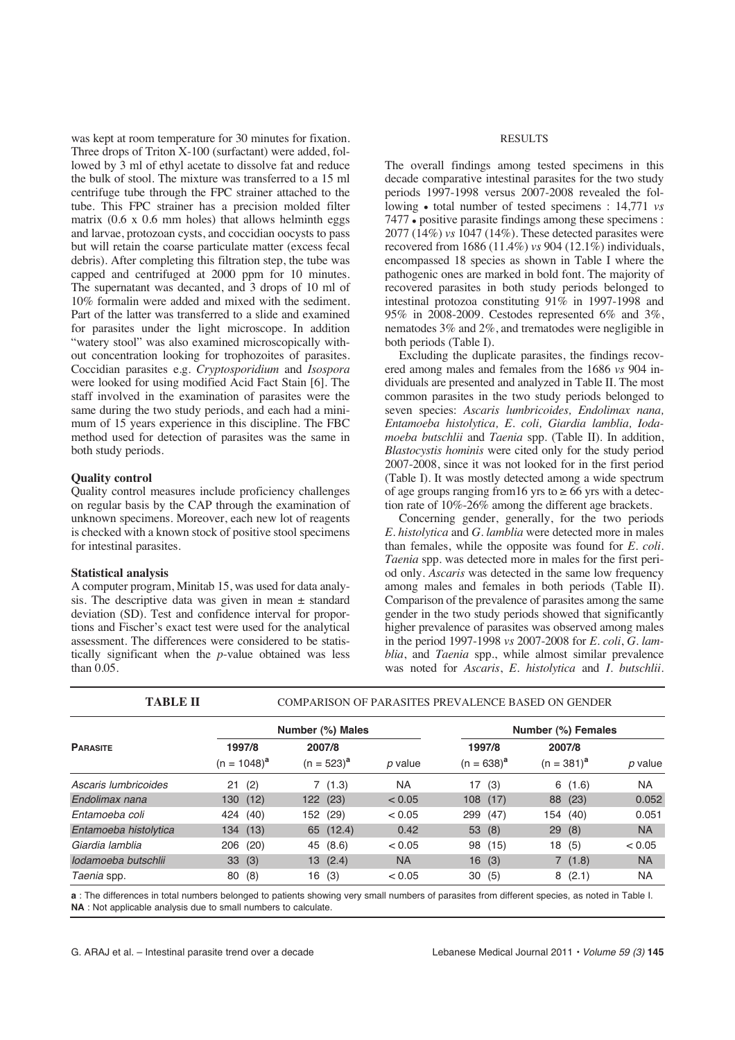was kept at room temperature for 30 minutes for fixation. Three drops of Triton X-100 (surfactant) were added, followed by 3 ml of ethyl acetate to dissolve fat and reduce the bulk of stool. The mixture was transferred to a 15 ml centrifuge tube through the FPC strainer attached to the tube. This FPC strainer has a precision molded filter matrix (0.6 x 0.6 mm holes) that allows helminth eggs and larvae, protozoan cysts, and coccidian oocysts to pass but will retain the coarse particulate matter (excess fecal debris). After completing this filtration step, the tube was capped and centrifuged at 2000 ppm for 10 minutes. The supernatant was decanted, and 3 drops of 10 ml of 10% formalin were added and mixed with the sediment. Part of the latter was transferred to a slide and examined for parasites under the light microscope. In addition "watery stool" was also examined microscopically without concentration looking for trophozoites of parasites. Coccidian parasites e.g. *Cryptosporidium* and *Isospora* were looked for using modified Acid Fact Stain [6]. The staff involved in the examination of parasites were the same during the two study periods, and each had a minimum of 15 years experience in this discipline. The FBC method used for detection of parasites was the same in both study periods.

### Quality control

Quality control measures include proficiency challenges on regular basis by the CAP through the examination of unknown specimens. Moreover, each new lot of reagents is checked with a known stock of positive stool specimens for intestinal parasites.

### Statistical analysis

A computer program, Minitab 15, was used for data analysis. The descriptive data was given in mean ± standard deviation (SD). Test and confidence interval for proportions and Fischer's exact test were used for the analytical assessment. The differences were considered to be statistically significant when the *p*-value obtained was less than 0.05.

## RESULTS

The overall findings among tested specimens in this decade comparative intestinal parasites for the two study periods 1997-1998 versus 2007-2008 revealed the following • total number of tested specimens : 14,771 *vs* 7477 • positive parasite findings among these specimens : 2077 (14%) *vs* 1047 (14%). These detected parasites were recovered from 1686 (11.4%) *vs* 904 (12.1%) individuals, encompassed 18 species as shown in Table I where the pathogenic ones are marked in bold font. The majority of recovered parasites in both study periods belonged to intestinal protozoa constituting 91% in 1997-1998 and 95% in 2008-2009. Cestodes represented 6% and 3%, nematodes 3% and 2%, and trematodes were negligible in both periods (Table I).

Excluding the duplicate parasites, the findings recovered among males and females from the 1686 *vs* 904 individuals are presented and analyzed in Table II. The most common parasites in the two study periods belonged to seven species: *Ascaris lumbricoides, Endolimax nana, Entamoeba histolytica, E. coli, Giardia lamblia, Iodamoeba butschlii* and *Taenia* spp. (Table II). In addition, *Blastocystis hominis* were cited only for the study period 2007-2008, since it was not looked for in the first period (Table I). It was mostly detected among a wide spectrum of age groups ranging from16 yrs to ≥ 66 yrs with a detection rate of 10%-26% among the different age brackets.

Concerning gender, generally, for the two periods *E. histolytica* and *G. lamblia* were detected more in males than females, while the opposite was found for *E. coli*. *Taenia* spp. was detected more in males for the first period only. *Ascaris* was detected in the same low frequency among males and females in both periods (Table II). Comparison of the prevalence of parasites among the same gender in the two study periods showed that significantly higher prevalence of parasites was observed among males in the period 1997-1998 *vs* 2007-2008 for *E. coli*, *G. lamblia*, and *Taenia* spp., while almost similar prevalence was noted for *Ascaris*, *E. histolytica* and *I. butschlii*.

**TABLE II** COMPARISON OF PARASITES PREVALENCE BASED ON GENDER

| PARASITE | Number (%) Males | | | Number (%) Females | | |
|---|---|---|---|---|---|---|
| | 1997/8 (n = 1048)[a] | 2007/8 (n = 523)[a] | *p* value | 1997/8 (n = 638)[a] | 2007/8 (n = 381)[a] | *p* value |
| *Ascaris lumbricoides* | 21 (2) | 7 (1.3) | NA | 17 (3) | 6 (1.6) | NA |
| *Endolimax nana* | 130 (12) | 122 (23) | < 0.05 | 108 (17) | 88 (23) | 0.052 |
| *Entamoeba coli* | 424 (40) | 152 (29) | < 0.05 | 299 (47) | 154 (40) | 0.051 |
| *Entamoeba histolytica* | 134 (13) | 65 (12.4) | 0.42 | 53 (8) | 29 (8) | NA |
| *Giardia lamblia* | 206 (20) | 45 (8.6) | < 0.05 | 98 (15) | 18 (5) | < 0.05 |
| *Iodamoeba butschlii* | 33 (3) | 13 (2.4) | NA | 16 (3) | 7 (1.8) | NA |
| *Taenia* spp. | 80 (8) | 16 (3) | < 0.05 | 30 (5) | 8 (2.1) | NA |

**a** : The differences in total numbers belonged to patients showing very small numbers of parasites from different species, as noted in Table I.
**NA** : Not applicable analysis due to small numbers to calculate.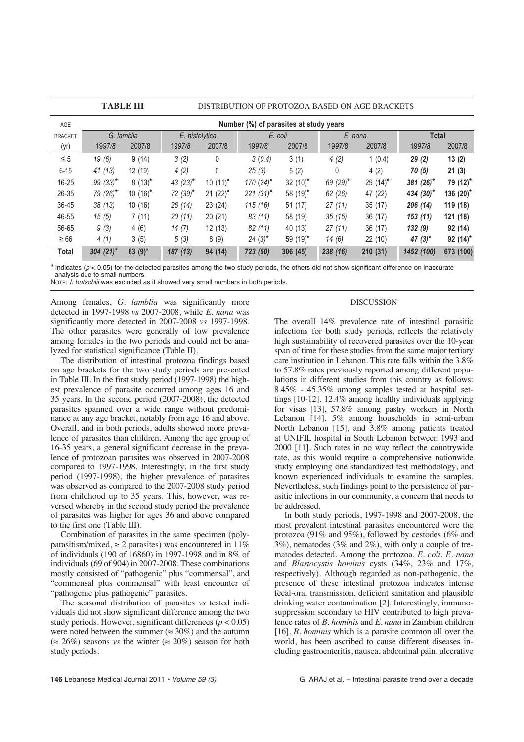**TABLE III** DISTRIBUTION OF PROTOZOA BASED ON AGE BRACKETS

| AGE BRACKET (yr) | Number (%) of parasites at study years | | | | | | | | | |
|---|---|---|---|---|---|---|---|---|---|---|
| | *G. lamblia* | | *E. histolytica* | | *E. coli* | | *E. nana* | | **Total** | |
| | 1997/8 | 2007/8 | 1997/8 | 2007/8 | 1997/8 | 2007/8 | 1997/8 | 2007/8 | 1997/8 | 2007/8 |
| ≤ 5 | *19 (6)* | 9 (14) | *3 (2)* | 0 | *3 (0.4)* | 3 (1) | *4 (2)* | 1 (0.4) | ***29 (2)*** | **13 (2)** |
| 6-15 | *41 (13)* | 12 (19) | *4 (2)* | 0 | *25 (3)* | 5 (2) | 0 | 4 (2) | ***70 (5)*** | **21 (3)** |
| 16-25 | *99 (33)\** | 8 (13)\* | *43 (23)\** | 10 (11)\* | *170 (24)\** | 32 (10)\* | *69 (29)\** | 29 (14)\* | ***381 (26)\**** | **79 (12)\*** |
| 26-35 | *79 (26)\** | 10 (16)\* | *72 (39)\** | 21 (22)\* | *221 (31)\** | 58 (19)\* | *62 (26)* | 47 (22) | ***434 (30)\**** | **136 (20)\*** |
| 36-45 | *38 (13)* | 10 (16) | *26 (14)* | 23 (24) | *115 (16)* | 51 (17) | *27 (11)* | 35 (17) | ***206 (14)*** | **119 (18)** |
| 46-55 | *15 (5)* | 7 (11) | *20 (11)* | 20 (21) | *83 (11)* | 58 (19) | *35 (15)* | 36 (17) | ***153 (11)*** | **121 (18)** |
| 56-65 | *9 (3)* | 4 (6) | *14 (7)* | 12 (13) | *82 (11)* | 40 (13) | *27 (11)* | 36 (17) | ***132 (9)*** | **92 (14)** |
| ≥ 66 | *4 (1)* | 3 (5) | *5 (3)* | 8 (9) | *24 (3)\** | 59 (19)\* | *14 (6)* | 22 (10) | ***47 (3)\**** | **92 (14)\*** |
| **Total** | ***304 (21)\**** | **63 (9)\*** | ***187 (13)*** | **94 (14)** | ***723 (50)*** | **306 (45)** | ***238 (16)*** | **210 (31)** | ***1452 (100)*** | **673 (100)** |

\* Indicates ($p < 0.05$) for the detected parasites among the two study periods, the others did not show significant difference OR inaccurate analysis due to small numbers.

NOTE: *I. butschlii* was excluded as it showed very small numbers in both periods.

Among females, *G. lamblia* was significantly more detected in 1997-1998 *vs* 2007-2008, while *E. nana* was significantly more detected in 2007-2008 *vs* 1997-1998. The other parasites were generally of low prevalence among females in the two periods and could not be analyzed for statistical significance (Table II).

The distribution of intestinal protozoa findings based on age brackets for the two study periods are presented in Table III. In the first study period (1997-1998) the highest prevalence of parasite occurred among ages 16 and 35 years. In the second period (2007-2008), the detected parasites spanned over a wide range without predominance at any age bracket, notably from age 16 and above. Overall, and in both periods, adults showed more prevalence of parasites than children. Among the age group of 16-35 years, a general significant decrease in the prevalence of protozoan parasites was observed in 2007-2008 compared to 1997-1998. Interestingly, in the first study period (1997-1998), the higher prevalence of parasites was observed as compared to the 2007-2008 study period from childhood up to 35 years. This, however, was reversed whereby in the second study period the prevalence of parasites was higher for ages 36 and above compared to the first one (Table III).

Combination of parasites in the same specimen (polyparasitism/mixed, ≥ 2 parasites) was encountered in 11% of individuals (190 of 16860) in 1997-1998 and in 8% of individuals (69 of 904) in 2007-2008. These combinations mostly consisted of "pathogenic" plus "commensal", and "commensal plus commensal" with least encounter of "pathogenic plus pathogenic" parasites.

The seasonal distribution of parasites *vs* tested individuals did not show significant difference among the two study periods. However, significant differences ($p < 0.05$) were noted between the summer (≈ 30%) and the autumn (≈ 26%) seasons *vs* the winter (≈ 20%) season for both study periods.

## DISCUSSION

The overall 14% prevalence rate of intestinal parasitic infections for both study periods, reflects the relatively high sustainability of recovered parasites over the 10-year span of time for these studies from the same major tertiary care institution in Lebanon. This rate falls within the 3.8% to 57.8% rates previously reported among different populations in different studies from this country as follows: 8.45% - 45.35% among samples tested at hospital settings [10-12], 12.4% among healthy individuals applying for visas [13], 57.8% among pastry workers in North Lebanon [14], 5% among households in semi-urban North Lebanon [15], and 3.8% among patients treated at UNIFIL hospital in South Lebanon between 1993 and 2000 [11]. Such rates in no way reflect the countrywide rate, as this would require a comprehensive nationwide study employing one standardized test methodology, and known experienced individuals to examine the samples. Nevertheless, such findings point to the persistence of parasitic infections in our community, a concern that needs to be addressed.

In both study periods, 1997-1998 and 2007-2008, the most prevalent intestinal parasites encountered were the protozoa (91% and 95%), followed by cestodes (6% and 3%), nematodes (3% and 2%), with only a couple of trematodes detected. Among the protozoa, *E. coli*, *E. nana* and *Blastocystis hominis* cysts (34%, 23% and 17%, respectively). Although regarded as non-pathogenic, the presence of these intestinal protozoa indicates intense fecal-oral transmission, deficient sanitation and plausible drinking water contamination [2]. Interestingly, immunosuppression secondary to HIV contributed to high prevalence rates of *B. hominis* and *E. nana* in Zambian children [16]. *B. hominis* which is a parasite common all over the world, has been ascribed to cause different diseases including gastroenteritis, nausea, abdominal pain, ulcerative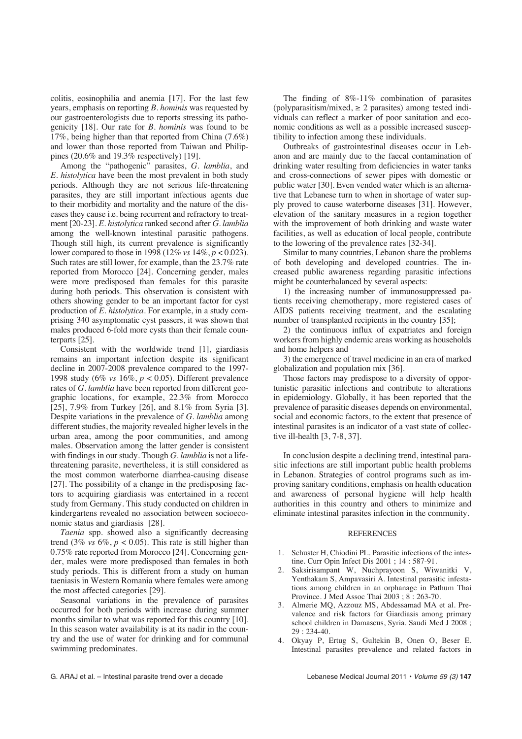colitis, eosinophilia and anemia [17]. For the last few years, emphasis on reporting *B. hominis* was requested by our gastroenterologists due to reports stressing its pathogenicity [18]. Our rate for *B. hominis* was found to be 17%, being higher than that reported from China (7.6%) and lower than those reported from Taiwan and Philippines (20.6% and 19.3% respectively) [19].

Among the "pathogenic" parasites, *G. lamblia*, and *E. histolytica* have been the most prevalent in both study periods. Although they are not serious life-threatening parasites, they are still important infectious agents due to their morbidity and mortality and the nature of the diseases they cause i.e. being recurrent and refractory to treatment [20-23]. *E. histolytica* ranked second after *G. lamblia* among the well-known intestinal parasitic pathogens. Though still high, its current prevalence is significantly lower compared to those in 1998 (12% *vs* 14%, $p < 0.023$). Such rates are still lower, for example, than the 23.7% rate reported from Morocco [24]. Concerning gender, males were more predisposed than females for this parasite during both periods. This observation is consistent with others showing gender to be an important factor for cyst production of *E. histolytica*. For example, in a study comprising 340 asymptomatic cyst passers, it was shown that males produced 6-fold more cysts than their female counterparts [25].

Consistent with the worldwide trend [1], giardiasis remains an important infection despite its significant decline in 2007-2008 prevalence compared to the 1997-1998 study (6% *vs* 16%, $p < 0.05$). Different prevalence rates of *G. lamblia* have been reported from different geographic locations, for example, 22.3% from Morocco [25], 7.9% from Turkey [26], and 8.1% from Syria [3]. Despite variations in the prevalence of *G. lamblia* among different studies, the majority revealed higher levels in the urban area, among the poor communities, and among males. Observation among the latter gender is consistent with findings in our study. Though *G. lamblia* is not a life-threatening parasite, nevertheless, it is still considered as the most common waterborne diarrhea-causing disease [27]. The possibility of a change in the predisposing factors to acquiring giardiasis was entertained in a recent study from Germany. This study conducted on children in kindergartens revealed no association between socioeconomic status and giardiasis [28].

*Taenia* spp. showed also a significantly decreasing trend (3% *vs* 6%, $p < 0.05$). This rate is still higher than 0.75% rate reported from Morocco [24]. Concerning gender, males were more predisposed than females in both study periods. This is different from a study on human taeniasis in Western Romania where females were among the most affected categories [29].

Seasonal variations in the prevalence of parasites occurred for both periods with increase during summer months similar to what was reported for this country [10]. In this season water availability is at its nadir in the country and the use of water for drinking and for communal swimming predominates.

The finding of 8%-11% combination of parasites (polyparasitism/mixed, ≥ 2 parasites) among tested individuals can reflect a marker of poor sanitation and economic conditions as well as a possible increased susceptibility to infection among these individuals.

Outbreaks of gastrointestinal diseases occur in Lebanon and are mainly due to the faecal contamination of drinking water resulting from deficiencies in water tanks and cross-connections of sewer pipes with domestic or public water [30]. Even vended water which is an alternative that Lebanese turn to when in shortage of water supply proved to cause waterborne diseases [31]. However, elevation of the sanitary measures in a region together with the improvement of both drinking and waste water facilities, as well as education of local people, contribute to the lowering of the prevalence rates [32-34].

Similar to many countries, Lebanon share the problems of both developing and developed countries. The increased public awareness regarding parasitic infections might be counterbalanced by several aspects:

1) the increasing number of immunosuppressed patients receiving chemotherapy, more registered cases of AIDS patients receiving treatment, and the escalating number of transplanted recipients in the country [35];

2) the continuous influx of expatriates and foreign workers from highly endemic areas working as households and home helpers and

3) the emergence of travel medicine in an era of marked globalization and population mix [36].

Those factors may predispose to a diversity of opportunistic parasitic infections and contribute to alterations in epidemiology. Globally, it has been reported that the prevalence of parasitic diseases depends on environmental, social and economic factors, to the extent that presence of intestinal parasites is an indicator of a vast state of collective ill-health [3, 7-8, 37].

In conclusion despite a declining trend, intestinal parasitic infections are still important public health problems in Lebanon. Strategies of control programs such as improving sanitary conditions, emphasis on health education and awareness of personal hygiene will help health authorities in this country and others to minimize and eliminate intestinal parasites infection in the community.

## REFERENCES

1. Schuster H, Chiodini PL. Parasitic infections of the intestine. Curr Opin Infect Dis 2001 ; 14 : 587-91.
2. Saksirisampant W, Nuchprayoon S, Wiwanitki V, Yenthakam S, Ampavasiri A. Intestinal parasitic infestations among children in an orphanage in Pathum Thai Province. J Med Assoc Thai 2003 ; 8 : 263-70.
3. Almerie MQ, Azzouz MS, Abdessamad MA et al. Prevalence and risk factors for Giardiasis among primary school children in Damascus, Syria. Saudi Med J 2008 ; 29 : 234-40.
4. Okyay P, Ertug S, Gultekin B, Onen O, Beser E. Intestinal parasites prevalence and related factors in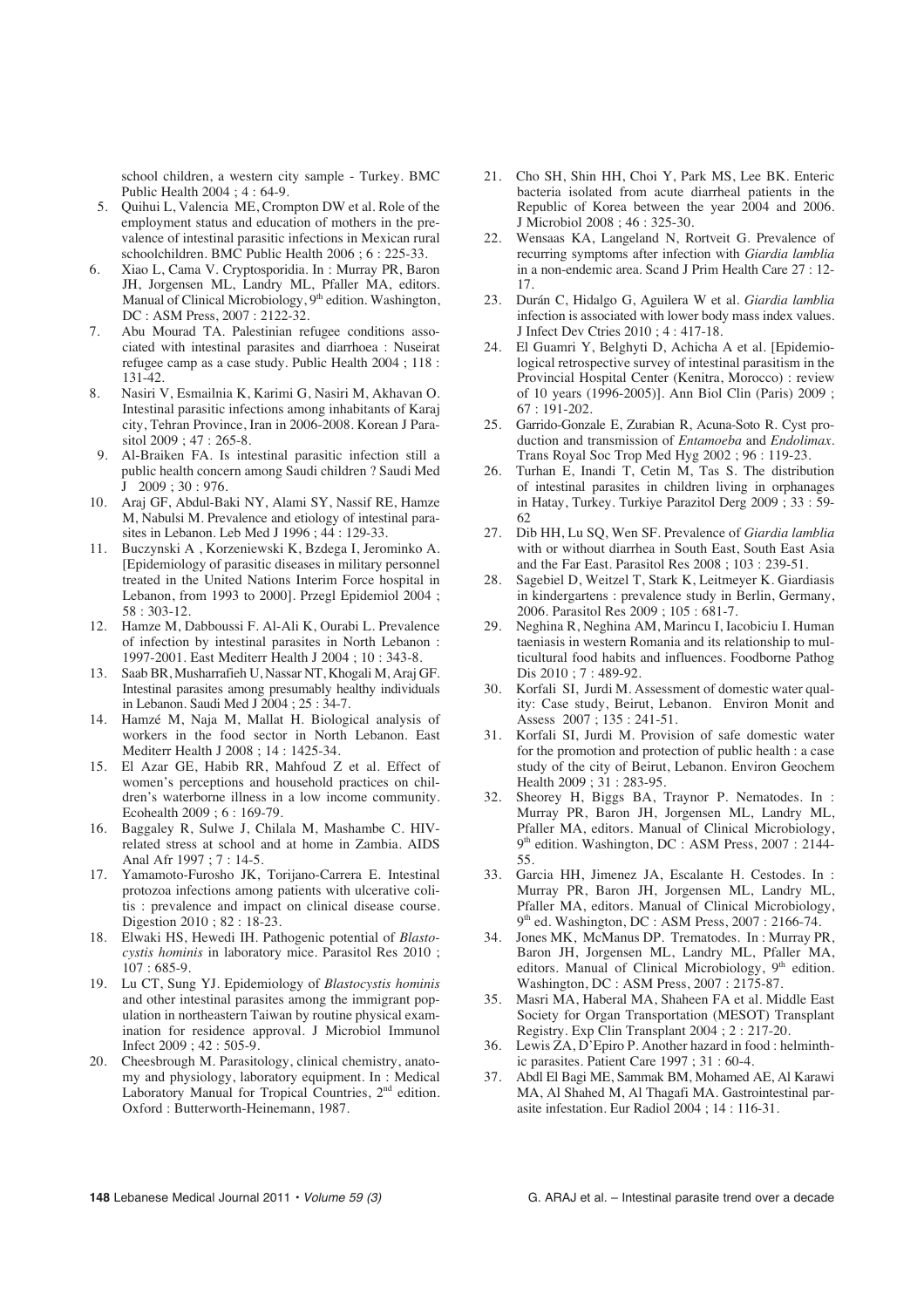school children, a western city sample - Turkey. BMC Public Health 2004 ; 4 : 64-9.

5. Quihui L, Valencia ME, Crompton DW et al. Role of the employment status and education of mothers in the prevalence of intestinal parasitic infections in Mexican rural schoolchildren. BMC Public Health 2006 ; 6 : 225-33.
6. Xiao L, Cama V. Cryptosporidia. In : Murray PR, Baron JH, Jorgensen ML, Landry ML, Pfaller MA, editors. Manual of Clinical Microbiology, 9th edition. Washington, DC : ASM Press, 2007 : 2122-32.
7. Abu Mourad TA. Palestinian refugee conditions associated with intestinal parasites and diarrhoea : Nuseirat refugee camp as a case study. Public Health 2004 ; 118 : 131-42.
8. Nasiri V, Esmailnia K, Karimi G, Nasiri M, Akhavan O. Intestinal parasitic infections among inhabitants of Karaj city, Tehran Province, Iran in 2006-2008. Korean J Parasitol 2009 ; 47 : 265-8.
9. Al-Braiken FA. Is intestinal parasitic infection still a public health concern among Saudi children ? Saudi Med J 2009 ; 30 : 976.
10. Araj GF, Abdul-Baki NY, Alami SY, Nassif RE, Hamze M, Nabulsi M. Prevalence and etiology of intestinal parasites in Lebanon. Leb Med J 1996 ; 44 : 129-33.
11. Buczynski A , Korzeniewski K, Bzdega I, Jerominko A. [Epidemiology of parasitic diseases in military personnel treated in the United Nations Interim Force hospital in Lebanon, from 1993 to 2000]. Przegl Epidemiol 2004 ; 58 : 303-12.
12. Hamze M, Dabboussi F. Al-Ali K, Ourabi L. Prevalence of infection by intestinal parasites in North Lebanon : 1997-2001. East Mediterr Health J 2004 ; 10 : 343-8.
13. Saab BR, Musharrafieh U, Nassar NT, Khogali M, Araj GF. Intestinal parasites among presumably healthy individuals in Lebanon. Saudi Med J 2004 ; 25 : 34-7.
14. Hamzé M, Naja M, Mallat H. Biological analysis of workers in the food sector in North Lebanon. East Mediterr Health J 2008 ; 14 : 1425-34.
15. El Azar GE, Habib RR, Mahfoud Z et al. Effect of women's perceptions and household practices on children's waterborne illness in a low income community. Ecohealth 2009 ; 6 : 169-79.
16. Baggaley R, Sulwe J, Chilala M, Mashambe C. HIV-related stress at school and at home in Zambia. AIDS Anal Afr 1997 ; 7 : 14-5.
17. Yamamoto-Furosho JK, Torijano-Carrera E. Intestinal protozoa infections among patients with ulcerative colitis : prevalence and impact on clinical disease course. Digestion 2010 ; 82 : 18-23.
18. Elwaki HS, Hewedi IH. Pathogenic potential of *Blastocystis hominis* in laboratory mice. Parasitol Res 2010 ; 107 : 685-9.
19. Lu CT, Sung YJ. Epidemiology of *Blastocystis hominis* and other intestinal parasites among the immigrant population in northeastern Taiwan by routine physical examination for residence approval. J Microbiol Immunol Infect 2009 ; 42 : 505-9.
20. Cheesbrough M. Parasitology, clinical chemistry, anatomy and physiology, laboratory equipment. In : Medical Laboratory Manual for Tropical Countries, 2nd edition. Oxford : Butterworth-Heinemann, 1987.
21. Cho SH, Shin HH, Choi Y, Park MS, Lee BK. Enteric bacteria isolated from acute diarrheal patients in the Republic of Korea between the year 2004 and 2006. J Microbiol 2008 ; 46 : 325-30.
22. Wensaas KA, Langeland N, Rortveit G. Prevalence of recurring symptoms after infection with *Giardia lamblia* in a non-endemic area. Scand J Prim Health Care 27 : 12-17.
23. Durán C, Hidalgo G, Aguilera W et al. *Giardia lamblia* infection is associated with lower body mass index values. J Infect Dev Ctries 2010 ; 4 : 417-18.
24. El Guamri Y, Belghyti D, Achicha A et al. [Epidemiological retrospective survey of intestinal parasitism in the Provincial Hospital Center (Kenitra, Morocco) : review of 10 years (1996-2005)]. Ann Biol Clin (Paris) 2009 ; 67 : 191-202.
25. Garrido-Gonzale E, Zurabian R, Acuna-Soto R. Cyst production and transmission of *Entamoeba* and *Endolimax*. Trans Royal Soc Trop Med Hyg 2002 ; 96 : 119-23.
26. Turhan E, Inandi T, Cetin M, Tas S. The distribution of intestinal parasites in children living in orphanages in Hatay, Turkey. Turkiye Parazitol Derg 2009 ; 33 : 59-62
27. Dib HH, Lu SQ, Wen SF. Prevalence of *Giardia lamblia* with or without diarrhea in South East, South East Asia and the Far East. Parasitol Res 2008 ; 103 : 239-51.
28. Sagebiel D, Weitzel T, Stark K, Leitmeyer K. Giardiasis in kindergartens : prevalence study in Berlin, Germany, 2006. Parasitol Res 2009 ; 105 : 681-7.
29. Neghina R, Neghina AM, Marincu I, Iacobiciu I. Human taeniasis in western Romania and its relationship to multicultural food habits and influences. Foodborne Pathog Dis 2010 ; 7 : 489-92.
30. Korfali SI, Jurdi M. Assessment of domestic water quality: Case study, Beirut, Lebanon. Environ Monit and Assess 2007 ; 135 : 241-51.
31. Korfali SI, Jurdi M. Provision of safe domestic water for the promotion and protection of public health : a case study of the city of Beirut, Lebanon. Environ Geochem Health 2009 ; 31 : 283-95.
32. Sheorey H, Biggs BA, Traynor P. Nematodes. In : Murray PR, Baron JH, Jorgensen ML, Landry ML, Pfaller MA, editors. Manual of Clinical Microbiology, 9th edition. Washington, DC : ASM Press, 2007 : 2144-55.
33. Garcia HH, Jimenez JA, Escalante H. Cestodes. In : Murray PR, Baron JH, Jorgensen ML, Landry ML, Pfaller MA, editors. Manual of Clinical Microbiology, 9th ed. Washington, DC : ASM Press, 2007 : 2166-74.
34. Jones MK, McManus DP. Trematodes. In : Murray PR, Baron JH, Jorgensen ML, Landry ML, Pfaller MA, editors. Manual of Clinical Microbiology, 9th edition. Washington, DC : ASM Press, 2007 : 2175-87.
35. Masri MA, Haberal MA, Shaheen FA et al. Middle East Society for Organ Transportation (MESOT) Transplant Registry. Exp Clin Transplant 2004 ; 2 : 217-20.
36. Lewis ZA, D'Epiro P. Another hazard in food : helminthic parasites. Patient Care 1997 ; 31 : 60-4.
37. Abdl El Bagi ME, Sammak BM, Mohamed AE, Al Karawi MA, Al Shahed M, Al Thagafi MA. Gastrointestinal parasite infestation. Eur Radiol 2004 ; 14 : 116-31.